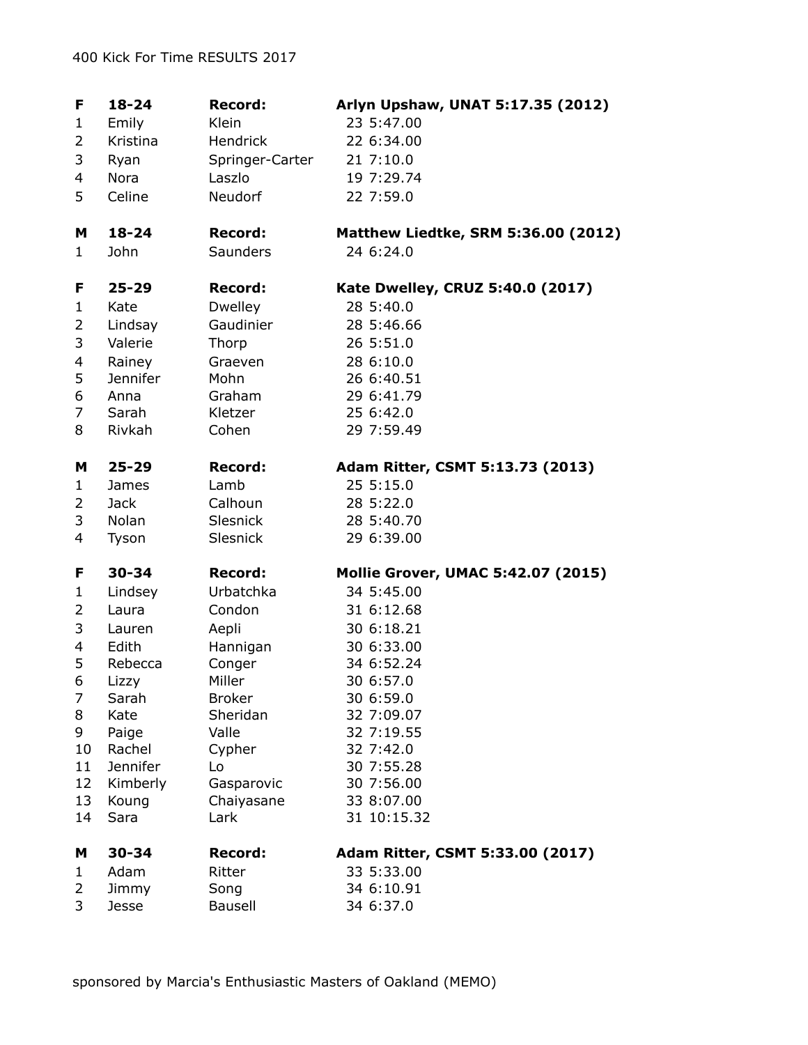400 Kick For Time RESULTS 2017

| F | 18-24 | Record: | Arlyn Upshaw, UNAT 5:17.35 (2012) |
|---|---|---|---|
| 1 | Emily | Klein | 23 5:47.00 |
| 2 | Kristina | Hendrick | 22 6:34.00 |
| 3 | Ryan | Springer-Carter | 21 7:10.0 |
| 4 | Nora | Laszlo | 19 7:29.74 |
| 5 | Celine | Neudorf | 22 7:59.0 |

| M | 18-24 | Record: | Matthew Liedtke, SRM 5:36.00 (2012) |
|---|---|---|---|
| 1 | John | Saunders | 24 6:24.0 |

| F | 25-29 | Record: | Kate Dwelley, CRUZ 5:40.0 (2017) |
|---|---|---|---|
| 1 | Kate | Dwelley | 28 5:40.0 |
| 2 | Lindsay | Gaudinier | 28 5:46.66 |
| 3 | Valerie | Thorp | 26 5:51.0 |
| 4 | Rainey | Graeven | 28 6:10.0 |
| 5 | Jennifer | Mohn | 26 6:40.51 |
| 6 | Anna | Graham | 29 6:41.79 |
| 7 | Sarah | Kletzer | 25 6:42.0 |
| 8 | Rivkah | Cohen | 29 7:59.49 |

| M | 25-29 | Record: | Adam Ritter, CSMT 5:13.73 (2013) |
|---|---|---|---|
| 1 | James | Lamb | 25 5:15.0 |
| 2 | Jack | Calhoun | 28 5:22.0 |
| 3 | Nolan | Slesnick | 28 5:40.70 |
| 4 | Tyson | Slesnick | 29 6:39.00 |

| F | 30-34 | Record: | Mollie Grover, UMAC 5:42.07 (2015) |
|---|---|---|---|
| 1 | Lindsey | Urbatchka | 34 5:45.00 |
| 2 | Laura | Condon | 31 6:12.68 |
| 3 | Lauren | Aepli | 30 6:18.21 |
| 4 | Edith | Hannigan | 30 6:33.00 |
| 5 | Rebecca | Conger | 34 6:52.24 |
| 6 | Lizzy | Miller | 30 6:57.0 |
| 7 | Sarah | Broker | 30 6:59.0 |
| 8 | Kate | Sheridan | 32 7:09.07 |
| 9 | Paige | Valle | 32 7:19.55 |
| 10 | Rachel | Cypher | 32 7:42.0 |
| 11 | Jennifer | Lo | 30 7:55.28 |
| 12 | Kimberly | Gasparovic | 30 7:56.00 |
| 13 | Koung | Chaiyasane | 33 8:07.00 |
| 14 | Sara | Lark | 31 10:15.32 |

| M | 30-34 | Record: | Adam Ritter, CSMT 5:33.00 (2017) |
|---|---|---|---|
| 1 | Adam | Ritter | 33 5:33.00 |
| 2 | Jimmy | Song | 34 6:10.91 |
| 3 | Jesse | Bausell | 34 6:37.0 |

sponsored by Marcia's Enthusiastic Masters of Oakland (MEMO)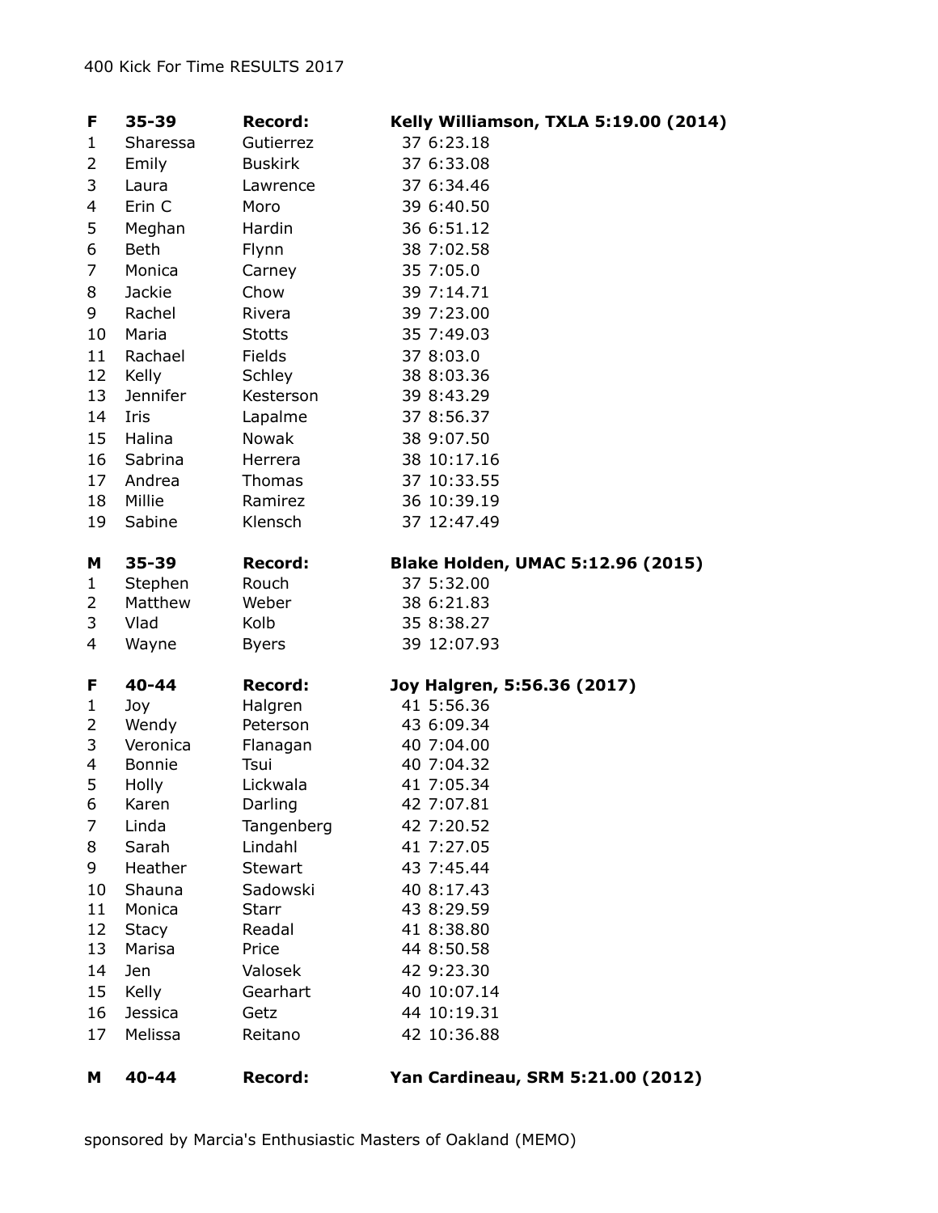| F | 35-39 | Record: | Kelly Williamson, TXLA 5:19.00 (2014) |
|---|---|---|---|
| 1 | Sharessa | Gutierrez | 37 6:23.18 |
| 2 | Emily | Buskirk | 37 6:33.08 |
| 3 | Laura | Lawrence | 37 6:34.46 |
| 4 | Erin C | Moro | 39 6:40.50 |
| 5 | Meghan | Hardin | 36 6:51.12 |
| 6 | Beth | Flynn | 38 7:02.58 |
| 7 | Monica | Carney | 35 7:05.0 |
| 8 | Jackie | Chow | 39 7:14.71 |
| 9 | Rachel | Rivera | 39 7:23.00 |
| 10 | Maria | Stotts | 35 7:49.03 |
| 11 | Rachael | Fields | 37 8:03.0 |
| 12 | Kelly | Schley | 38 8:03.36 |
| 13 | Jennifer | Kesterson | 39 8:43.29 |
| 14 | Iris | Lapalme | 37 8:56.37 |
| 15 | Halina | Nowak | 38 9:07.50 |
| 16 | Sabrina | Herrera | 38 10:17.16 |
| 17 | Andrea | Thomas | 37 10:33.55 |
| 18 | Millie | Ramirez | 36 10:39.19 |
| 19 | Sabine | Klensch | 37 12:47.49 |

| M | 35-39 | Record: | Blake Holden, UMAC 5:12.96 (2015) |
|---|---|---|---|
| 1 | Stephen | Rouch | 37 5:32.00 |
| 2 | Matthew | Weber | 38 6:21.83 |
| 3 | Vlad | Kolb | 35 8:38.27 |
| 4 | Wayne | Byers | 39 12:07.93 |

| F | 40-44 | Record: | Joy Halgren, 5:56.36 (2017) |
|---|---|---|---|
| 1 | Joy | Halgren | 41 5:56.36 |
| 2 | Wendy | Peterson | 43 6:09.34 |
| 3 | Veronica | Flanagan | 40 7:04.00 |
| 4 | Bonnie | Tsui | 40 7:04.32 |
| 5 | Holly | Lickwala | 41 7:05.34 |
| 6 | Karen | Darling | 42 7:07.81 |
| 7 | Linda | Tangenberg | 42 7:20.52 |
| 8 | Sarah | Lindahl | 41 7:27.05 |
| 9 | Heather | Stewart | 43 7:45.44 |
| 10 | Shauna | Sadowski | 40 8:17.43 |
| 11 | Monica | Starr | 43 8:29.59 |
| 12 | Stacy | Readal | 41 8:38.80 |
| 13 | Marisa | Price | 44 8:50.58 |
| 14 | Jen | Valosek | 42 9:23.30 |
| 15 | Kelly | Gearhart | 40 10:07.14 |
| 16 | Jessica | Getz | 44 10:19.31 |
| 17 | Melissa | Reitano | 42 10:36.88 |

| M | 40-44 | Record: | Yan Cardineau, SRM 5:21.00 (2012) |
|---|---|---|---|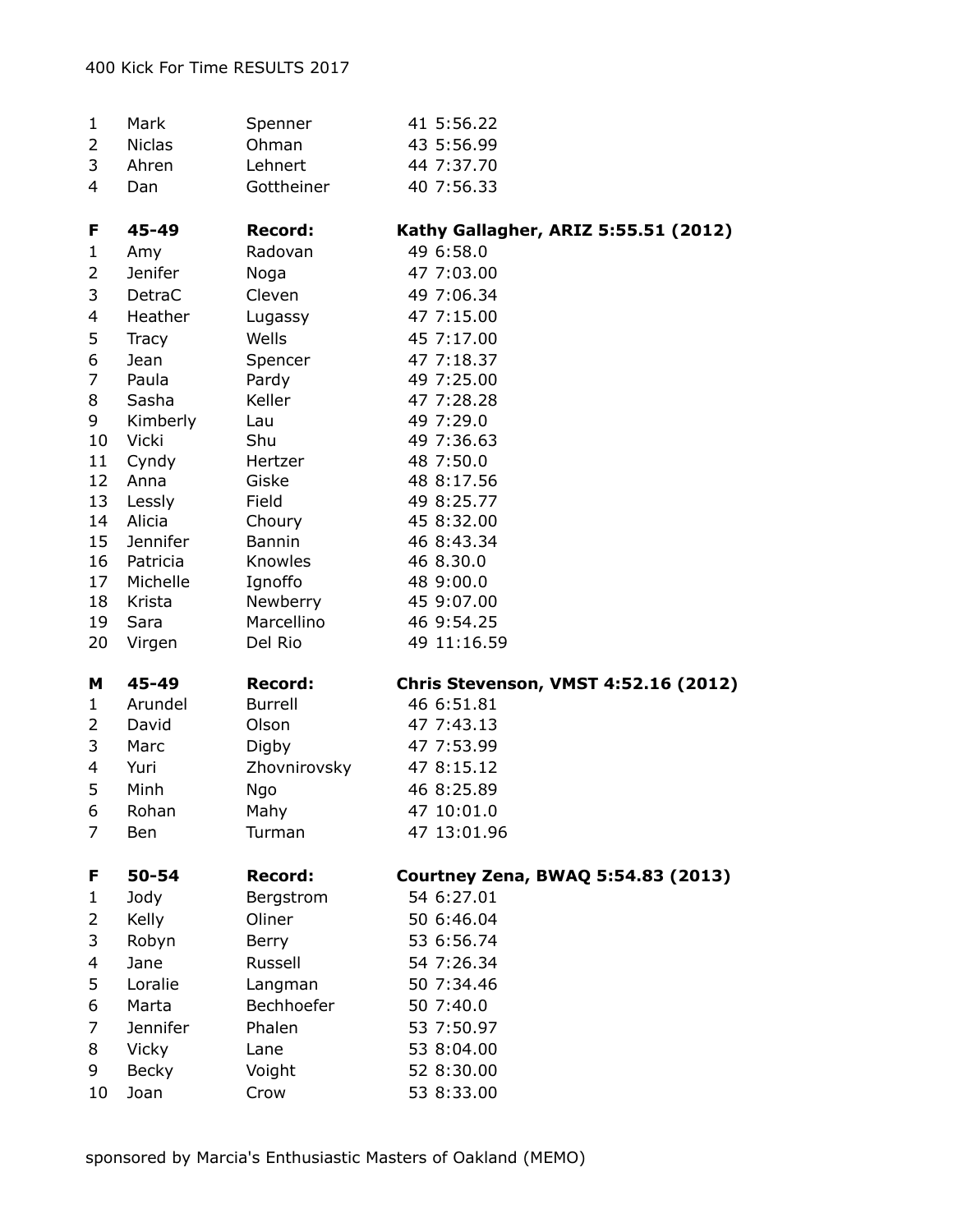400 Kick For Time RESULTS 2017

| | | | | |
|---|---|---|---|---|
| 1 | Mark | Spenner | 41 | 5:56.22 |
| 2 | Niclas | Ohman | 43 | 5:56.99 |
| 3 | Ahren | Lehnert | 44 | 7:37.70 |
| 4 | Dan | Gottheiner | 40 | 7:56.33 |

| **F** | **45-49** | **Record:** | **Kathy Gallagher, ARIZ 5:55.51 (2012)** | |
|---|---|---|---|---|
| 1 | Amy | Radovan | 49 | 6:58.0 |
| 2 | Jenifer | Noga | 47 | 7:03.00 |
| 3 | DetraC | Cleven | 49 | 7:06.34 |
| 4 | Heather | Lugassy | 47 | 7:15.00 |
| 5 | Tracy | Wells | 45 | 7:17.00 |
| 6 | Jean | Spencer | 47 | 7:18.37 |
| 7 | Paula | Pardy | 49 | 7:25.00 |
| 8 | Sasha | Keller | 47 | 7:28.28 |
| 9 | Kimberly | Lau | 49 | 7:29.0 |
| 10 | Vicki | Shu | 49 | 7:36.63 |
| 11 | Cyndy | Hertzer | 48 | 7:50.0 |
| 12 | Anna | Giske | 48 | 8:17.56 |
| 13 | Lessly | Field | 49 | 8:25.77 |
| 14 | Alicia | Choury | 45 | 8:32.00 |
| 15 | Jennifer | Bannin | 46 | 8:43.34 |
| 16 | Patricia | Knowles | 46 | 8.30.0 |
| 17 | Michelle | Ignoffo | 48 | 9:00.0 |
| 18 | Krista | Newberry | 45 | 9:07.00 |
| 19 | Sara | Marcellino | 46 | 9:54.25 |
| 20 | Virgen | Del Rio | 49 | 11:16.59 |

| **M** | **45-49** | **Record:** | **Chris Stevenson, VMST 4:52.16 (2012)** | |
|---|---|---|---|---|
| 1 | Arundel | Burrell | 46 | 6:51.81 |
| 2 | David | Olson | 47 | 7:43.13 |
| 3 | Marc | Digby | 47 | 7:53.99 |
| 4 | Yuri | Zhovnirovsky | 47 | 8:15.12 |
| 5 | Minh | Ngo | 46 | 8:25.89 |
| 6 | Rohan | Mahy | 47 | 10:01.0 |
| 7 | Ben | Turman | 47 | 13:01.96 |

| **F** | **50-54** | **Record:** | **Courtney Zena, BWAQ 5:54.83 (2013)** | |
|---|---|---|---|---|
| 1 | Jody | Bergstrom | 54 | 6:27.01 |
| 2 | Kelly | Oliner | 50 | 6:46.04 |
| 3 | Robyn | Berry | 53 | 6:56.74 |
| 4 | Jane | Russell | 54 | 7:26.34 |
| 5 | Loralie | Langman | 50 | 7:34.46 |
| 6 | Marta | Bechhoefer | 50 | 7:40.0 |
| 7 | Jennifer | Phalen | 53 | 7:50.97 |
| 8 | Vicky | Lane | 53 | 8:04.00 |
| 9 | Becky | Voight | 52 | 8:30.00 |
| 10 | Joan | Crow | 53 | 8:33.00 |

sponsored by Marcia's Enthusiastic Masters of Oakland (MEMO)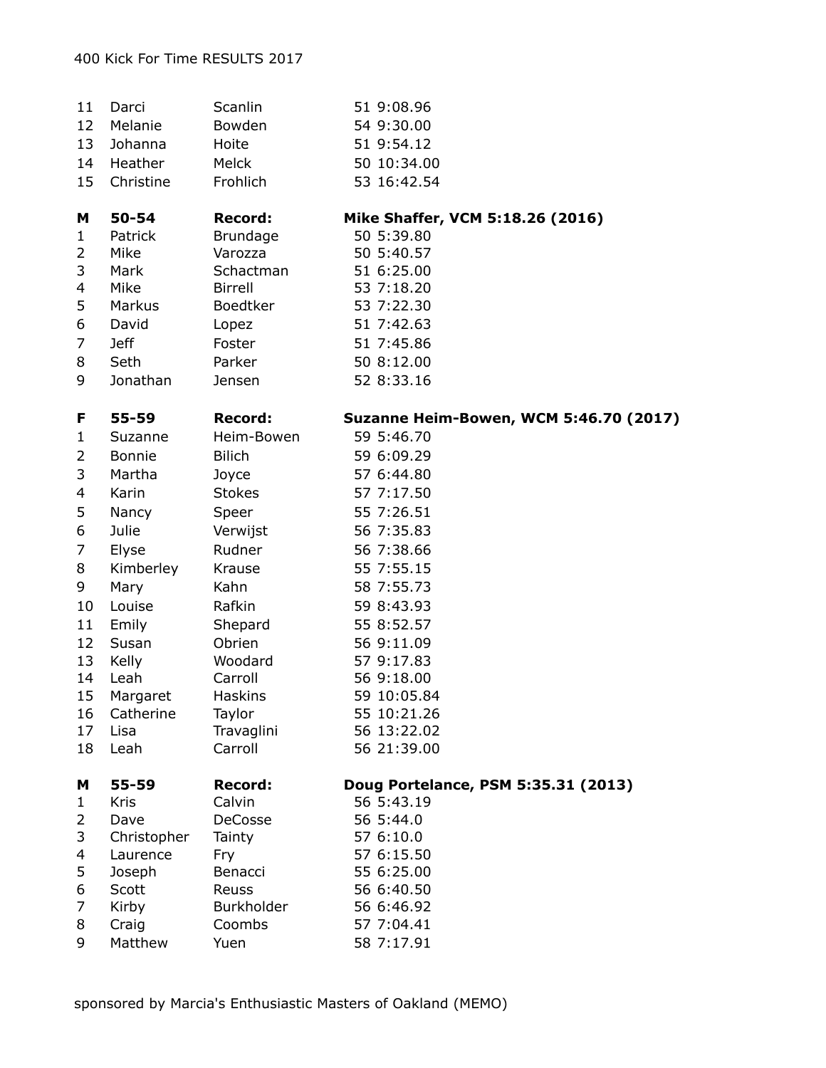400 Kick For Time RESULTS 2017

| | | | |
|---|---|---|---|
| 11 | Darci | Scanlin | 51 9:08.96 |
| 12 | Melanie | Bowden | 54 9:30.00 |
| 13 | Johanna | Hoite | 51 9:54.12 |
| 14 | Heather | Melck | 50 10:34.00 |
| 15 | Christine | Frohlich | 53 16:42.54 |

| **M** | **50-54** | **Record:** | **Mike Shaffer, VCM 5:18.26 (2016)** |
|---|---|---|---|
| 1 | Patrick | Brundage | 50 5:39.80 |
| 2 | Mike | Varozza | 50 5:40.57 |
| 3 | Mark | Schactman | 51 6:25.00 |
| 4 | Mike | Birrell | 53 7:18.20 |
| 5 | Markus | Boedtker | 53 7:22.30 |
| 6 | David | Lopez | 51 7:42.63 |
| 7 | Jeff | Foster | 51 7:45.86 |
| 8 | Seth | Parker | 50 8:12.00 |
| 9 | Jonathan | Jensen | 52 8:33.16 |

| **F** | **55-59** | **Record:** | **Suzanne Heim-Bowen, WCM 5:46.70 (2017)** |
|---|---|---|---|
| 1 | Suzanne | Heim-Bowen | 59 5:46.70 |
| 2 | Bonnie | Bilich | 59 6:09.29 |
| 3 | Martha | Joyce | 57 6:44.80 |
| 4 | Karin | Stokes | 57 7:17.50 |
| 5 | Nancy | Speer | 55 7:26.51 |
| 6 | Julie | Verwijst | 56 7:35.83 |
| 7 | Elyse | Rudner | 56 7:38.66 |
| 8 | Kimberley | Krause | 55 7:55.15 |
| 9 | Mary | Kahn | 58 7:55.73 |
| 10 | Louise | Rafkin | 59 8:43.93 |
| 11 | Emily | Shepard | 55 8:52.57 |
| 12 | Susan | Obrien | 56 9:11.09 |
| 13 | Kelly | Woodard | 57 9:17.83 |
| 14 | Leah | Carroll | 56 9:18.00 |
| 15 | Margaret | Haskins | 59 10:05.84 |
| 16 | Catherine | Taylor | 55 10:21.26 |
| 17 | Lisa | Travaglini | 56 13:22.02 |
| 18 | Leah | Carroll | 56 21:39.00 |

| **M** | **55-59** | **Record:** | **Doug Portelance, PSM 5:35.31 (2013)** |
|---|---|---|---|
| 1 | Kris | Calvin | 56 5:43.19 |
| 2 | Dave | DeCosse | 56 5:44.0 |
| 3 | Christopher | Tainty | 57 6:10.0 |
| 4 | Laurence | Fry | 57 6:15.50 |
| 5 | Joseph | Benacci | 55 6:25.00 |
| 6 | Scott | Reuss | 56 6:40.50 |
| 7 | Kirby | Burkholder | 56 6:46.92 |
| 8 | Craig | Coombs | 57 7:04.41 |
| 9 | Matthew | Yuen | 58 7:17.91 |

sponsored by Marcia's Enthusiastic Masters of Oakland (MEMO)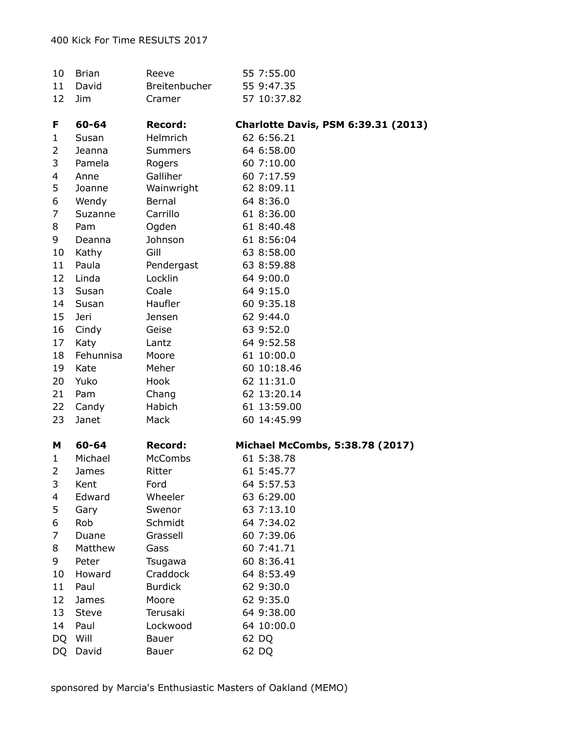400 Kick For Time RESULTS 2017

| | | | |
|---|---|---|---|
| 10 | Brian | Reeve | 55 7:55.00 |
| 11 | David | Breitenbucher | 55 9:47.35 |
| 12 | Jim | Cramer | 57 10:37.82 |

| **F** | **60-64** | **Record:** | **Charlotte Davis, PSM 6:39.31 (2013)** |
|---|---|---|---|
| 1 | Susan | Helmrich | 62 6:56.21 |
| 2 | Jeanna | Summers | 64 6:58.00 |
| 3 | Pamela | Rogers | 60 7:10.00 |
| 4 | Anne | Galliher | 60 7:17.59 |
| 5 | Joanne | Wainwright | 62 8:09.11 |
| 6 | Wendy | Bernal | 64 8:36.0 |
| 7 | Suzanne | Carrillo | 61 8:36.00 |
| 8 | Pam | Ogden | 61 8:40.48 |
| 9 | Deanna | Johnson | 61 8:56:04 |
| 10 | Kathy | Gill | 63 8:58.00 |
| 11 | Paula | Pendergast | 63 8:59.88 |
| 12 | Linda | Locklin | 64 9:00.0 |
| 13 | Susan | Coale | 64 9:15.0 |
| 14 | Susan | Haufler | 60 9:35.18 |
| 15 | Jeri | Jensen | 62 9:44.0 |
| 16 | Cindy | Geise | 63 9:52.0 |
| 17 | Katy | Lantz | 64 9:52.58 |
| 18 | Fehunnisa | Moore | 61 10:00.0 |
| 19 | Kate | Meher | 60 10:18.46 |
| 20 | Yuko | Hook | 62 11:31.0 |
| 21 | Pam | Chang | 62 13:20.14 |
| 22 | Candy | Habich | 61 13:59.00 |
| 23 | Janet | Mack | 60 14:45.99 |

| **M** | **60-64** | **Record:** | **Michael McCombs, 5:38.78 (2017)** |
|---|---|---|---|
| 1 | Michael | McCombs | 61 5:38.78 |
| 2 | James | Ritter | 61 5:45.77 |
| 3 | Kent | Ford | 64 5:57.53 |
| 4 | Edward | Wheeler | 63 6:29.00 |
| 5 | Gary | Swenor | 63 7:13.10 |
| 6 | Rob | Schmidt | 64 7:34.02 |
| 7 | Duane | Grassell | 60 7:39.06 |
| 8 | Matthew | Gass | 60 7:41.71 |
| 9 | Peter | Tsugawa | 60 8:36.41 |
| 10 | Howard | Craddock | 64 8:53.49 |
| 11 | Paul | Burdick | 62 9:30.0 |
| 12 | James | Moore | 62 9:35.0 |
| 13 | Steve | Terusaki | 64 9:38.00 |
| 14 | Paul | Lockwood | 64 10:00.0 |
| DQ | Will | Bauer | 62 DQ |
| DQ | David | Bauer | 62 DQ |

sponsored by Marcia's Enthusiastic Masters of Oakland (MEMO)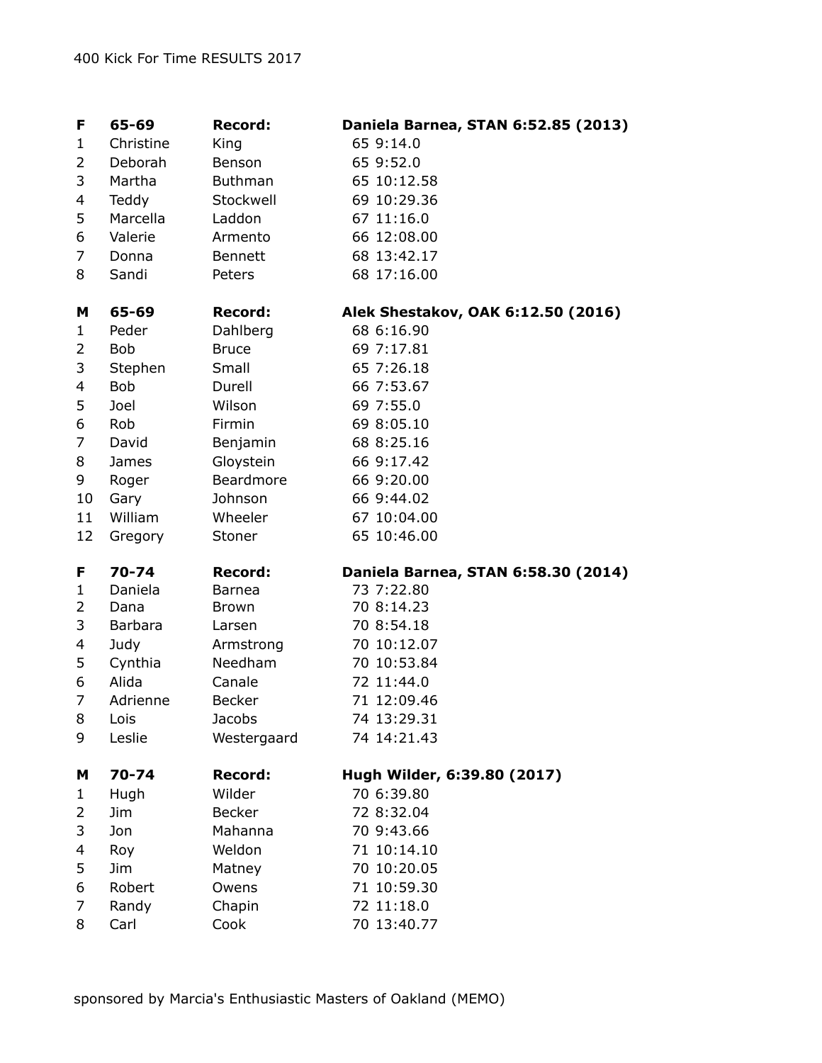400 Kick For Time RESULTS 2017

| **F** | **65-69** | **Record:** | **Daniela Barnea, STAN 6:52.85 (2013)** |
|---|---|---|---|
| 1 | Christine | King | 65 9:14.0 |
| 2 | Deborah | Benson | 65 9:52.0 |
| 3 | Martha | Buthman | 65 10:12.58 |
| 4 | Teddy | Stockwell | 69 10:29.36 |
| 5 | Marcella | Laddon | 67 11:16.0 |
| 6 | Valerie | Armento | 66 12:08.00 |
| 7 | Donna | Bennett | 68 13:42.17 |
| 8 | Sandi | Peters | 68 17:16.00 |

| **M** | **65-69** | **Record:** | **Alek Shestakov, OAK 6:12.50 (2016)** |
|---|---|---|---|
| 1 | Peder | Dahlberg | 68 6:16.90 |
| 2 | Bob | Bruce | 69 7:17.81 |
| 3 | Stephen | Small | 65 7:26.18 |
| 4 | Bob | Durell | 66 7:53.67 |
| 5 | Joel | Wilson | 69 7:55.0 |
| 6 | Rob | Firmin | 69 8:05.10 |
| 7 | David | Benjamin | 68 8:25.16 |
| 8 | James | Gloystein | 66 9:17.42 |
| 9 | Roger | Beardmore | 66 9:20.00 |
| 10 | Gary | Johnson | 66 9:44.02 |
| 11 | William | Wheeler | 67 10:04.00 |
| 12 | Gregory | Stoner | 65 10:46.00 |

| **F** | **70-74** | **Record:** | **Daniela Barnea, STAN 6:58.30 (2014)** |
|---|---|---|---|
| 1 | Daniela | Barnea | 73 7:22.80 |
| 2 | Dana | Brown | 70 8:14.23 |
| 3 | Barbara | Larsen | 70 8:54.18 |
| 4 | Judy | Armstrong | 70 10:12.07 |
| 5 | Cynthia | Needham | 70 10:53.84 |
| 6 | Alida | Canale | 72 11:44.0 |
| 7 | Adrienne | Becker | 71 12:09.46 |
| 8 | Lois | Jacobs | 74 13:29.31 |
| 9 | Leslie | Westergaard | 74 14:21.43 |

| **M** | **70-74** | **Record:** | **Hugh Wilder, 6:39.80 (2017)** |
|---|---|---|---|
| 1 | Hugh | Wilder | 70 6:39.80 |
| 2 | Jim | Becker | 72 8:32.04 |
| 3 | Jon | Mahanna | 70 9:43.66 |
| 4 | Roy | Weldon | 71 10:14.10 |
| 5 | Jim | Matney | 70 10:20.05 |
| 6 | Robert | Owens | 71 10:59.30 |
| 7 | Randy | Chapin | 72 11:18.0 |
| 8 | Carl | Cook | 70 13:40.77 |

sponsored by Marcia's Enthusiastic Masters of Oakland (MEMO)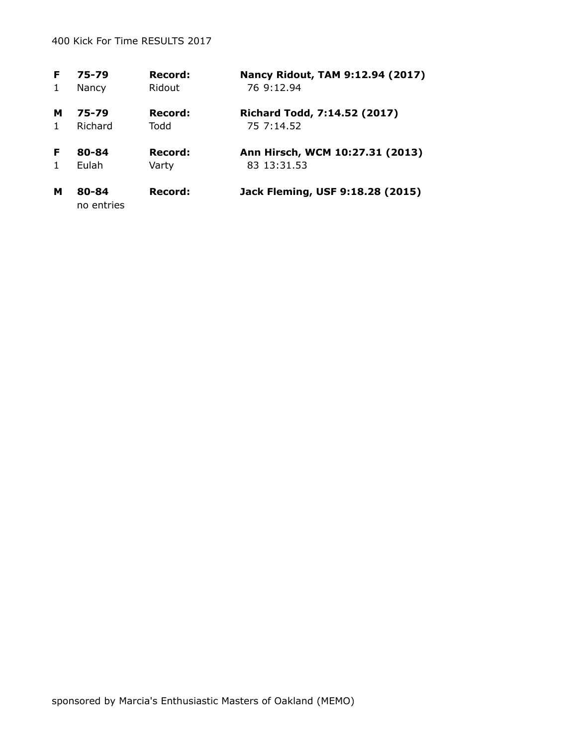| | | | |
|---|---|---|---|
| **F** | **75-79** | **Record:** | **Nancy Ridout, TAM 9:12.94 (2017)** |
| 1 | Nancy | Ridout | 76 9:12.94 |
| **M** | **75-79** | **Record:** | **Richard Todd, 7:14.52 (2017)** |
| 1 | Richard | Todd | 75 7:14.52 |
| **F** | **80-84** | **Record:** | **Ann Hirsch, WCM 10:27.31 (2013)** |
| 1 | Eulah | Varty | 83 13:31.53 |
| **M** | **80-84** | **Record:** | **Jack Fleming, USF 9:18.28 (2015)** |
| | no entries | | |